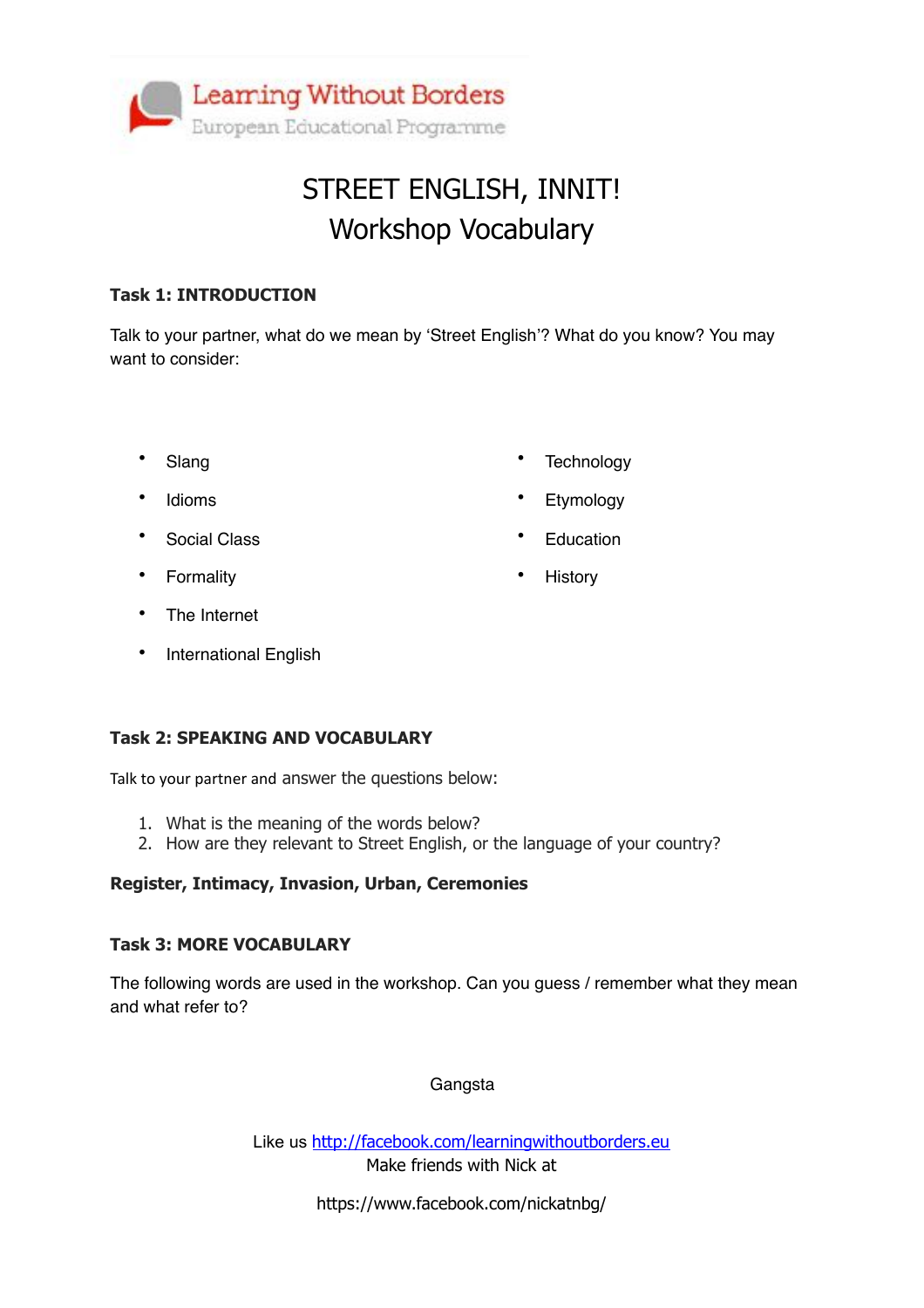Learning Without Borders
European Educational Programme

# STREET ENGLISH, INNIT!
# Workshop Vocabulary

### Task 1: INTRODUCTION

Talk to your partner, what do we mean by 'Street English'? What do you know? You may want to consider:

- Slang
- Idioms
- Social Class
- Formality
- The Internet
- International English
- Technology
- Etymology
- Education
- History

### Task 2: SPEAKING AND VOCABULARY

Talk to your partner and answer the questions below:

1. What is the meaning of the words below?
2. How are they relevant to Street English, or the language of your country?

**Register, Intimacy, Invasion, Urban, Ceremonies**

### Task 3: MORE VOCABULARY

The following words are used in the workshop. Can you guess / remember what they mean and what refer to?

Gangsta

Like us [http://facebook.com/learningwithoutborders.eu](http://facebook.com/learningwithoutborders.eu)
Make friends with Nick at

https://www.facebook.com/nickatnbg/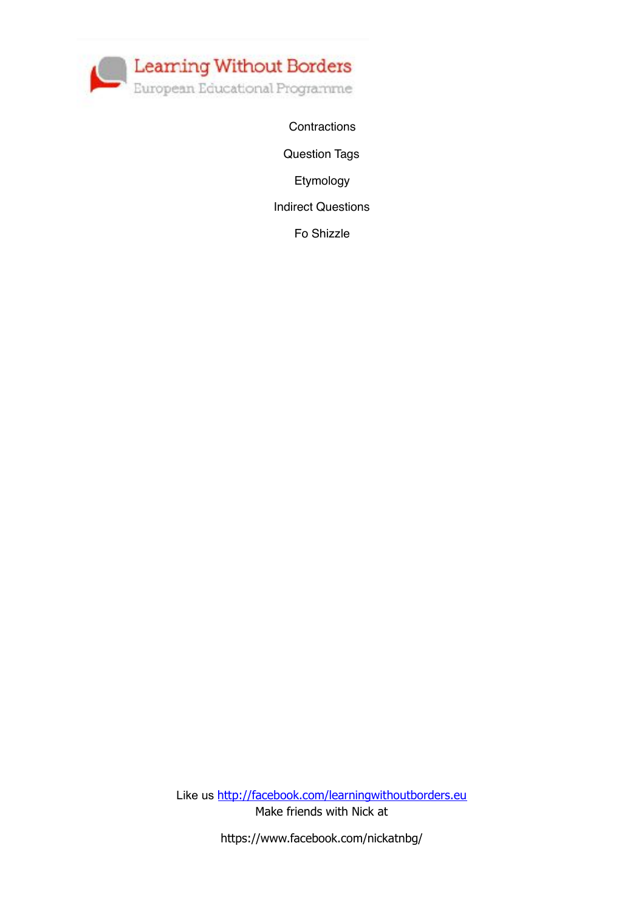Learning Without Borders

European Educational Programme

Contractions

Question Tags

Etymology

Indirect Questions

Fo Shizzle

Like us [http://facebook.com/learningwithoutborders.eu](http://facebook.com/learningwithoutborders.eu)

Make friends with Nick at

https://www.facebook.com/nickatnbg/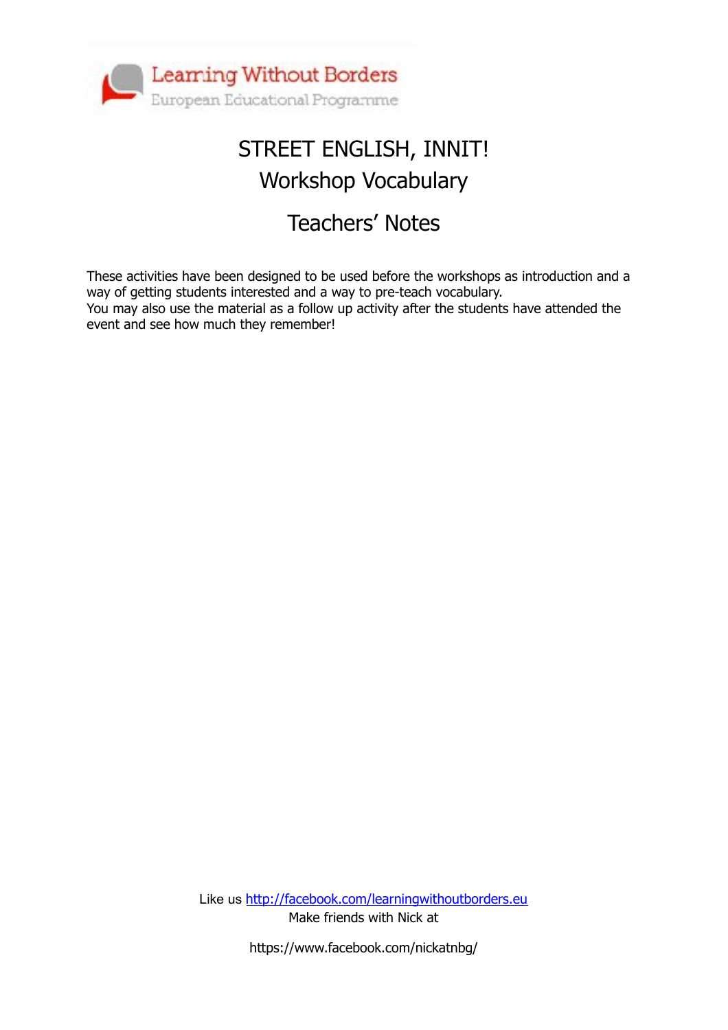Learning Without Borders
European Educational Programme

# STREET ENGLISH, INNIT!

## Workshop Vocabulary

## Teachers' Notes

These activities have been designed to be used before the workshops as introduction and a way of getting students interested and a way to pre-teach vocabulary.
You may also use the material as a follow up activity after the students have attended the event and see how much they remember!

Like us http://facebook.com/learningwithoutborders.eu
Make friends with Nick at

https://www.facebook.com/nickatnbg/